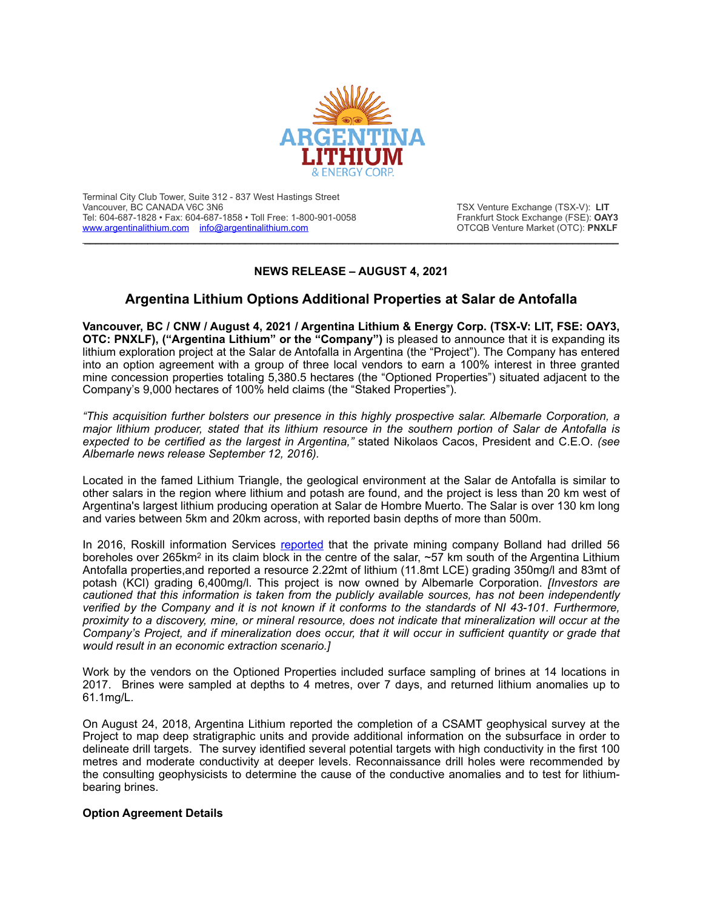Terminal City Club Tower, Suite 312 - 837 West Hastings Street
Vancouver, BC CANADA V6C 3N6
Tel: 604-687-1828 • Fax: 604-687-1858 • Toll Free: 1-800-901-0058
www.argentinalithium.com    info@argentinalithium.com

TSX Venture Exchange (TSX-V): **LIT**
Frankfurt Stock Exchange (FSE): **OAY3**
OTCQB Venture Market (OTC): **PNXLF**

---

**NEWS RELEASE – AUGUST 4, 2021**

## Argentina Lithium Options Additional Properties at Salar de Antofalla

**Vancouver, BC / CNW / August 4, 2021 / Argentina Lithium & Energy Corp. (TSX-V: LIT, FSE: OAY3, OTC: PNXLF), ("Argentina Lithium" or the "Company")** is pleased to announce that it is expanding its lithium exploration project at the Salar de Antofalla in Argentina (the "Project"). The Company has entered into an option agreement with a group of three local vendors to earn a 100% interest in three granted mine concession properties totaling 5,380.5 hectares (the "Optioned Properties") situated adjacent to the Company's 9,000 hectares of 100% held claims (the "Staked Properties").

*"This acquisition further bolsters our presence in this highly prospective salar. Albemarle Corporation, a major lithium producer, stated that its lithium resource in the southern portion of Salar de Antofalla is expected to be certified as the largest in Argentina,"* stated Nikolaos Cacos, President and C.E.O. *(see Albemarle news release September 12, 2016).*

Located in the famed Lithium Triangle, the geological environment at the Salar de Antofalla is similar to other salars in the region where lithium and potash are found, and the project is less than 20 km west of Argentina's largest lithium producing operation at Salar de Hombre Muerto. The Salar is over 130 km long and varies between 5km and 20km across, with reported basin depths of more than 500m.

In 2016, Roskill information Services reported that the private mining company Bolland had drilled 56 boreholes over 265km$^2$ in its claim block in the centre of the salar, ~57 km south of the Argentina Lithium Antofalla properties,and reported a resource 2.22mt of lithium (11.8mt LCE) grading 350mg/l and 83mt of potash (KCl) grading 6,400mg/l. This project is now owned by Albemarle Corporation. *[Investors are cautioned that this information is taken from the publicly available sources, has not been independently verified by the Company and it is not known if it conforms to the standards of NI 43-101. Furthermore, proximity to a discovery, mine, or mineral resource, does not indicate that mineralization will occur at the Company's Project, and if mineralization does occur, that it will occur in sufficient quantity or grade that would result in an economic extraction scenario.]*

Work by the vendors on the Optioned Properties included surface sampling of brines at 14 locations in 2017. Brines were sampled at depths to 4 metres, over 7 days, and returned lithium anomalies up to 61.1mg/L.

On August 24, 2018, Argentina Lithium reported the completion of a CSAMT geophysical survey at the Project to map deep stratigraphic units and provide additional information on the subsurface in order to delineate drill targets. The survey identified several potential targets with high conductivity in the first 100 metres and moderate conductivity at deeper levels. Reconnaissance drill holes were recommended by the consulting geophysicists to determine the cause of the conductive anomalies and to test for lithium-bearing brines.

### Option Agreement Details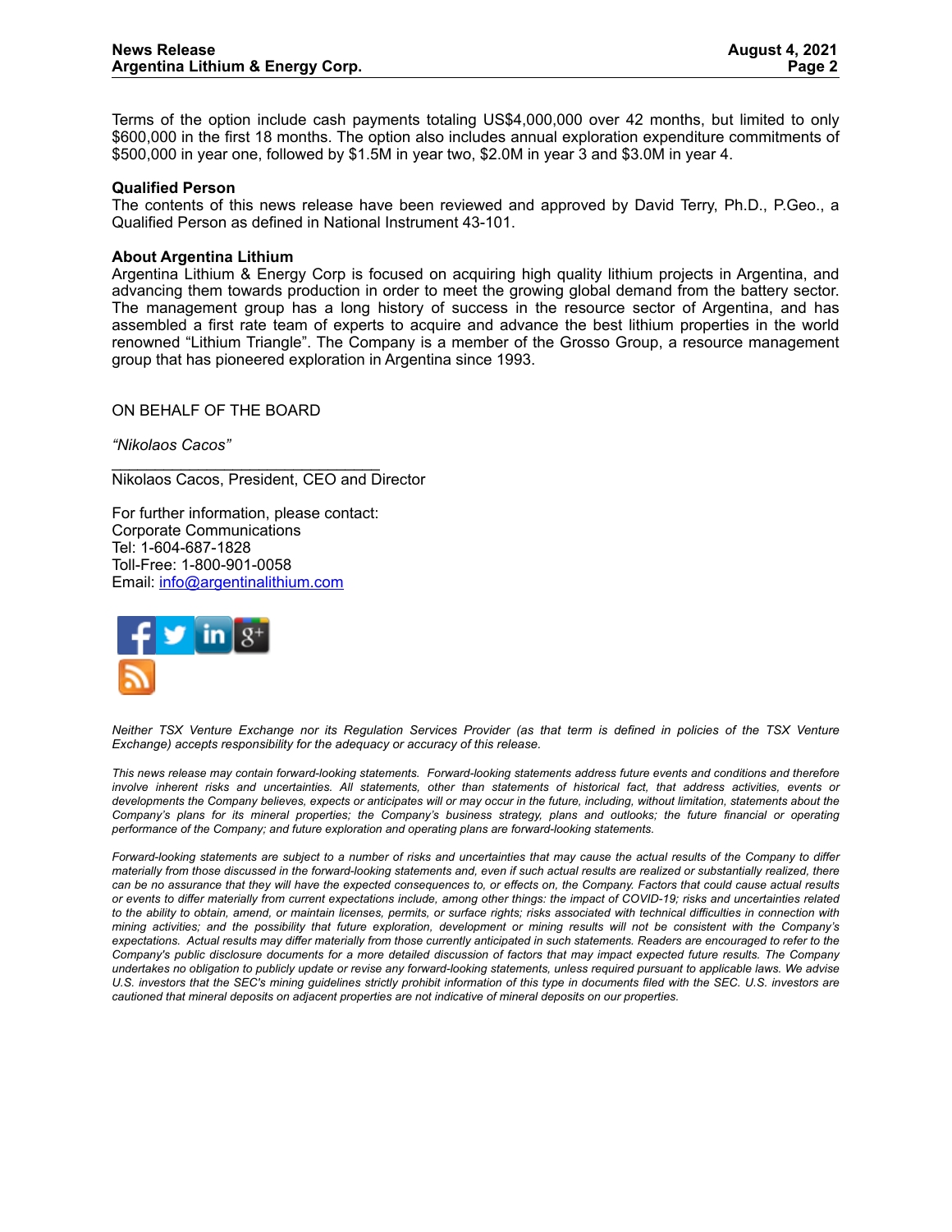Terms of the option include cash payments totaling US$4,000,000 over 42 months, but limited to only $600,000 in the first 18 months. The option also includes annual exploration expenditure commitments of $500,000 in year one, followed by $1.5M in year two, $2.0M in year 3 and $3.0M in year 4.

**Qualified Person**

The contents of this news release have been reviewed and approved by David Terry, Ph.D., P.Geo., a Qualified Person as defined in National Instrument 43-101.

**About Argentina Lithium**

Argentina Lithium & Energy Corp is focused on acquiring high quality lithium projects in Argentina, and advancing them towards production in order to meet the growing global demand from the battery sector. The management group has a long history of success in the resource sector of Argentina, and has assembled a first rate team of experts to acquire and advance the best lithium properties in the world renowned “Lithium Triangle”. The Company is a member of the Grosso Group, a resource management group that has pioneered exploration in Argentina since 1993.

ON BEHALF OF THE BOARD

*“Nikolaos Cacos”*

______________________________

Nikolaos Cacos, President, CEO and Director

For further information, please contact:
Corporate Communications
Tel: 1-604-687-1828
Toll-Free: 1-800-901-0058
Email: info@argentinalithium.com

*Neither TSX Venture Exchange nor its Regulation Services Provider (as that term is defined in policies of the TSX Venture Exchange) accepts responsibility for the adequacy or accuracy of this release.*

*This news release may contain forward-looking statements. Forward-looking statements address future events and conditions and therefore involve inherent risks and uncertainties. All statements, other than statements of historical fact, that address activities, events or developments the Company believes, expects or anticipates will or may occur in the future, including, without limitation, statements about the Company’s plans for its mineral properties; the Company’s business strategy, plans and outlooks; the future financial or operating performance of the Company; and future exploration and operating plans are forward-looking statements.*

*Forward-looking statements are subject to a number of risks and uncertainties that may cause the actual results of the Company to differ materially from those discussed in the forward-looking statements and, even if such actual results are realized or substantially realized, there can be no assurance that they will have the expected consequences to, or effects on, the Company. Factors that could cause actual results or events to differ materially from current expectations include, among other things: the impact of COVID-19; risks and uncertainties related to the ability to obtain, amend, or maintain licenses, permits, or surface rights; risks associated with technical difficulties in connection with mining activities; and the possibility that future exploration, development or mining results will not be consistent with the Company’s expectations. Actual results may differ materially from those currently anticipated in such statements. Readers are encouraged to refer to the Company's public disclosure documents for a more detailed discussion of factors that may impact expected future results. The Company undertakes no obligation to publicly update or revise any forward-looking statements, unless required pursuant to applicable laws. We advise U.S. investors that the SEC's mining guidelines strictly prohibit information of this type in documents filed with the SEC. U.S. investors are cautioned that mineral deposits on adjacent properties are not indicative of mineral deposits on our properties.*